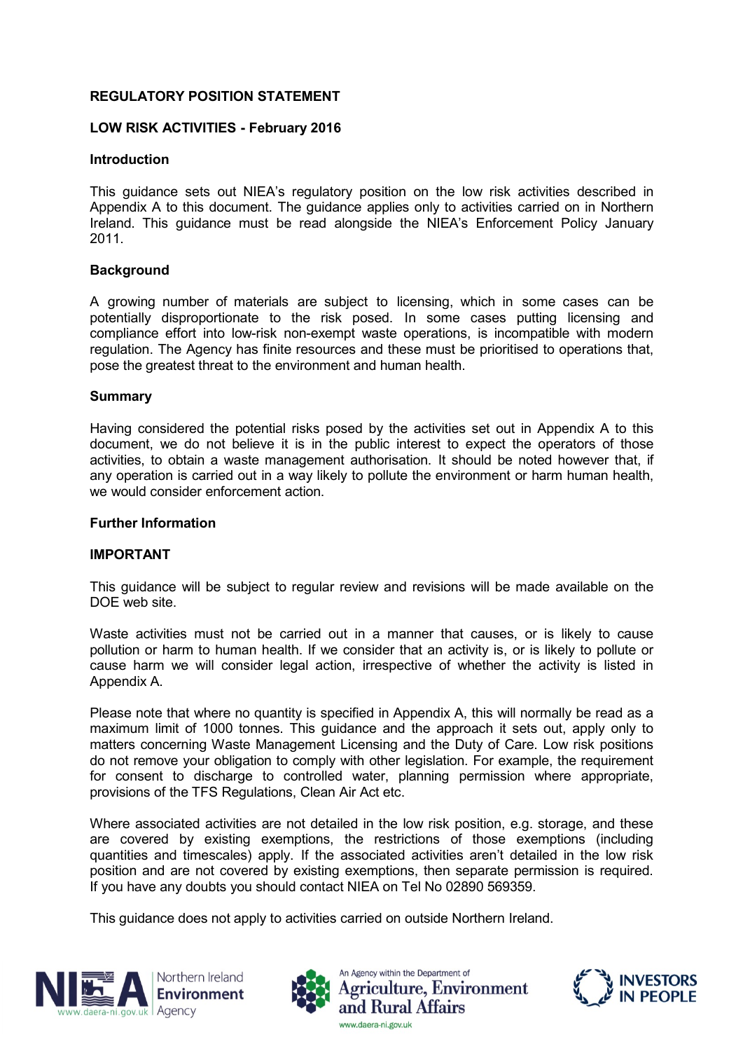**REGULATORY POSITION STATEMENT**

**LOW RISK ACTIVITIES - February 2016**

**Introduction**

This guidance sets out NIEA's regulatory position on the low risk activities described in Appendix A to this document. The guidance applies only to activities carried on in Northern Ireland. This guidance must be read alongside the NIEA's Enforcement Policy January 2011.

**Background**

A growing number of materials are subject to licensing, which in some cases can be potentially disproportionate to the risk posed. In some cases putting licensing and compliance effort into low-risk non-exempt waste operations, is incompatible with modern regulation. The Agency has finite resources and these must be prioritised to operations that, pose the greatest threat to the environment and human health.

**Summary**

Having considered the potential risks posed by the activities set out in Appendix A to this document, we do not believe it is in the public interest to expect the operators of those activities, to obtain a waste management authorisation. It should be noted however that, if any operation is carried out in a way likely to pollute the environment or harm human health, we would consider enforcement action.

**Further Information**

**IMPORTANT**

This guidance will be subject to regular review and revisions will be made available on the DOE web site.

Waste activities must not be carried out in a manner that causes, or is likely to cause pollution or harm to human health. If we consider that an activity is, or is likely to pollute or cause harm we will consider legal action, irrespective of whether the activity is listed in Appendix A.

Please note that where no quantity is specified in Appendix A, this will normally be read as a maximum limit of 1000 tonnes. This guidance and the approach it sets out, apply only to matters concerning Waste Management Licensing and the Duty of Care. Low risk positions do not remove your obligation to comply with other legislation. For example, the requirement for consent to discharge to controlled water, planning permission where appropriate, provisions of the TFS Regulations, Clean Air Act etc.

Where associated activities are not detailed in the low risk position, e.g. storage, and these are covered by existing exemptions, the restrictions of those exemptions (including quantities and timescales) apply. If the associated activities aren't detailed in the low risk position and are not covered by existing exemptions, then separate permission is required. If you have any doubts you should contact NIEA on Tel No 02890 569359.

This guidance does not apply to activities carried on outside Northern Ireland.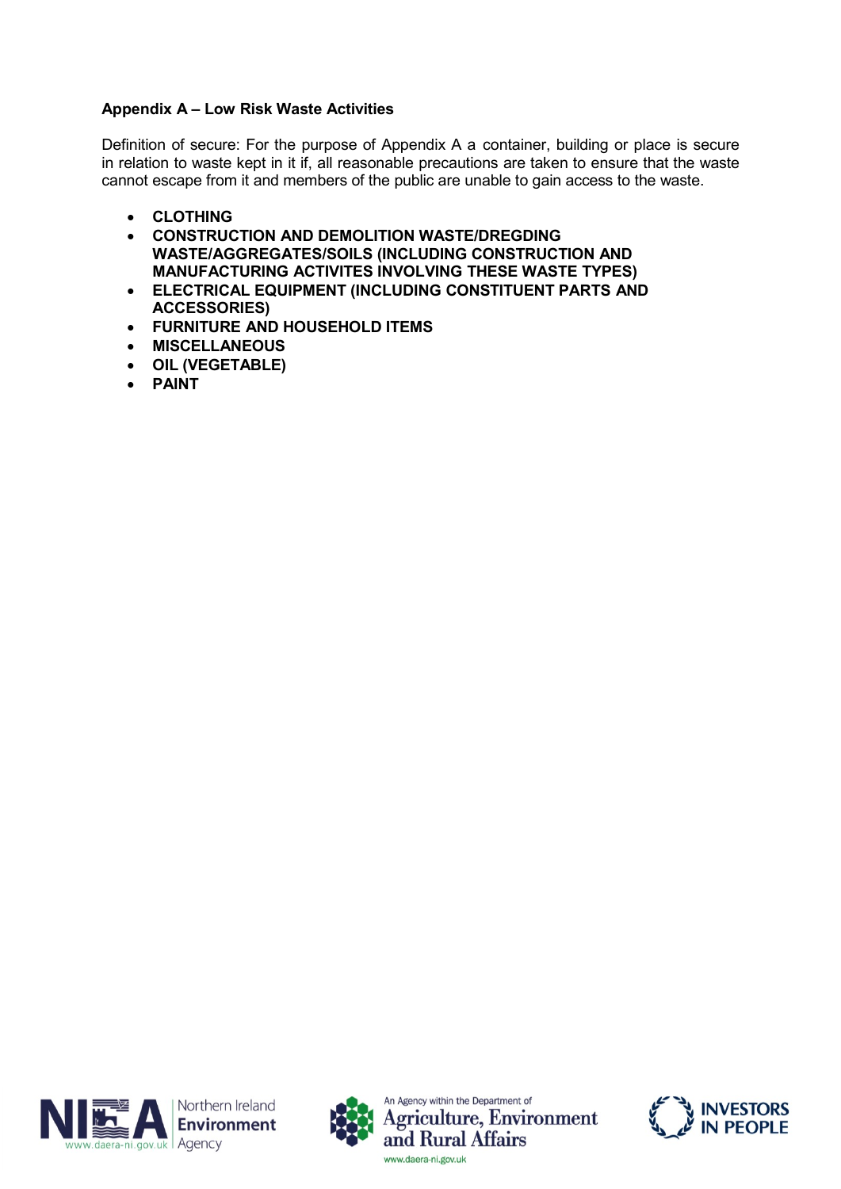**Appendix A – Low Risk Waste Activities**

Definition of secure: For the purpose of Appendix A a container, building or place is secure in relation to waste kept in it if, all reasonable precautions are taken to ensure that the waste cannot escape from it and members of the public are unable to gain access to the waste.

- **CLOTHING**
- **CONSTRUCTION AND DEMOLITION WASTE/DREDGING WASTE/AGGREGATES/SOILS (INCLUDING CONSTRUCTION AND MANUFACTURING ACTIVITES INVOLVING THESE WASTE TYPES)**
- **ELECTRICAL EQUIPMENT (INCLUDING CONSTITUENT PARTS AND ACCESSORIES)**
- **FURNITURE AND HOUSEHOLD ITEMS**
- **MISCELLANEOUS**
- **OIL (VEGETABLE)**
- **PAINT**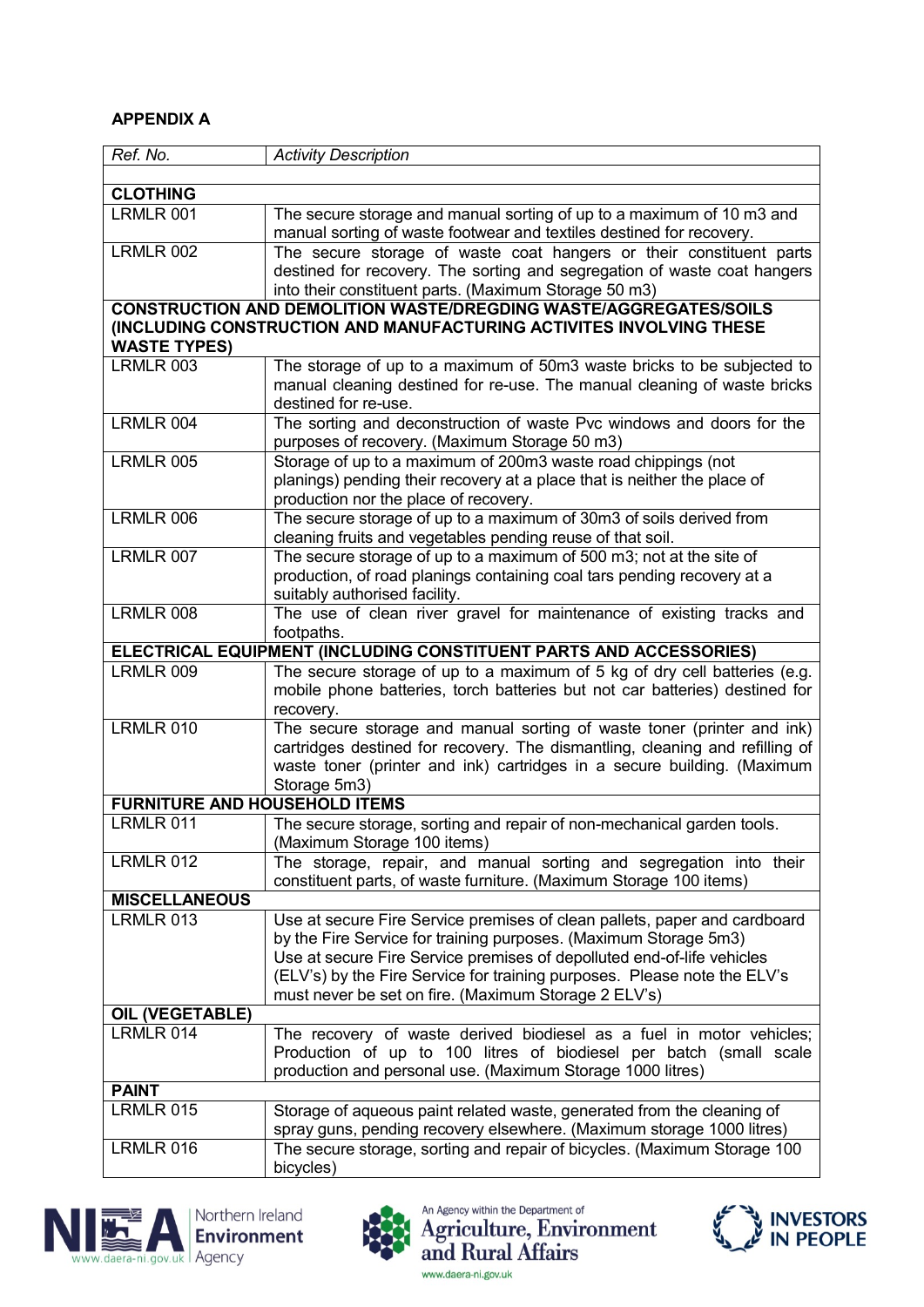**APPENDIX A**

| *Ref. No.* | *Activity Description* |
|---|---|
| | |
| **CLOTHING** | |
| LRMLR 001 | The secure storage and manual sorting of up to a maximum of 10 m3 and manual sorting of waste footwear and textiles destined for recovery. |
| LRMLR 002 | The secure storage of waste coat hangers or their constituent parts destined for recovery. The sorting and segregation of waste coat hangers into their constituent parts. (Maximum Storage 50 m3) |
| **CONSTRUCTION AND DEMOLITION WASTE/DREGDING WASTE/AGGREGATES/SOILS (INCLUDING CONSTRUCTION AND MANUFACTURING ACTIVITES INVOLVING THESE WASTE TYPES)** | |
| LRMLR 003 | The storage of up to a maximum of 50m3 waste bricks to be subjected to manual cleaning destined for re-use. The manual cleaning of waste bricks destined for re-use. |
| LRMLR 004 | The sorting and deconstruction of waste Pvc windows and doors for the purposes of recovery. (Maximum Storage 50 m3) |
| LRMLR 005 | Storage of up to a maximum of 200m3 waste road chippings (not planings) pending their recovery at a place that is neither the place of production nor the place of recovery. |
| LRMLR 006 | The secure storage of up to a maximum of 30m3 of soils derived from cleaning fruits and vegetables pending reuse of that soil. |
| LRMLR 007 | The secure storage of up to a maximum of 500 m3; not at the site of production, of road planings containing coal tars pending recovery at a suitably authorised facility. |
| LRMLR 008 | The use of clean river gravel for maintenance of existing tracks and footpaths. |
| **ELECTRICAL EQUIPMENT (INCLUDING CONSTITUENT PARTS AND ACCESSORIES)** | |
| LRMLR 009 | The secure storage of up to a maximum of 5 kg of dry cell batteries (e.g. mobile phone batteries, torch batteries but not car batteries) destined for recovery. |
| LRMLR 010 | The secure storage and manual sorting of waste toner (printer and ink) cartridges destined for recovery. The dismantling, cleaning and refilling of waste toner (printer and ink) cartridges in a secure building. (Maximum Storage 5m3) |
| **FURNITURE AND HOUSEHOLD ITEMS** | |
| LRMLR 011 | The secure storage, sorting and repair of non-mechanical garden tools. (Maximum Storage 100 items) |
| LRMLR 012 | The storage, repair, and manual sorting and segregation into their constituent parts, of waste furniture. (Maximum Storage 100 items) |
| **MISCELLANEOUS** | |
| LRMLR 013 | Use at secure Fire Service premises of clean pallets, paper and cardboard by the Fire Service for training purposes. (Maximum Storage 5m3) Use at secure Fire Service premises of depolluted end-of-life vehicles (ELV's) by the Fire Service for training purposes. Please note the ELV's must never be set on fire. (Maximum Storage 2 ELV's) |
| **OIL (VEGETABLE)** | |
| LRMLR 014 | The recovery of waste derived biodiesel as a fuel in motor vehicles; Production of up to 100 litres of biodiesel per batch (small scale production and personal use. (Maximum Storage 1000 litres) |
| **PAINT** | |
| LRMLR 015 | Storage of aqueous paint related waste, generated from the cleaning of spray guns, pending recovery elsewhere. (Maximum storage 1000 litres) |
| LRMLR 016 | The secure storage, sorting and repair of bicycles. (Maximum Storage 100 bicycles) |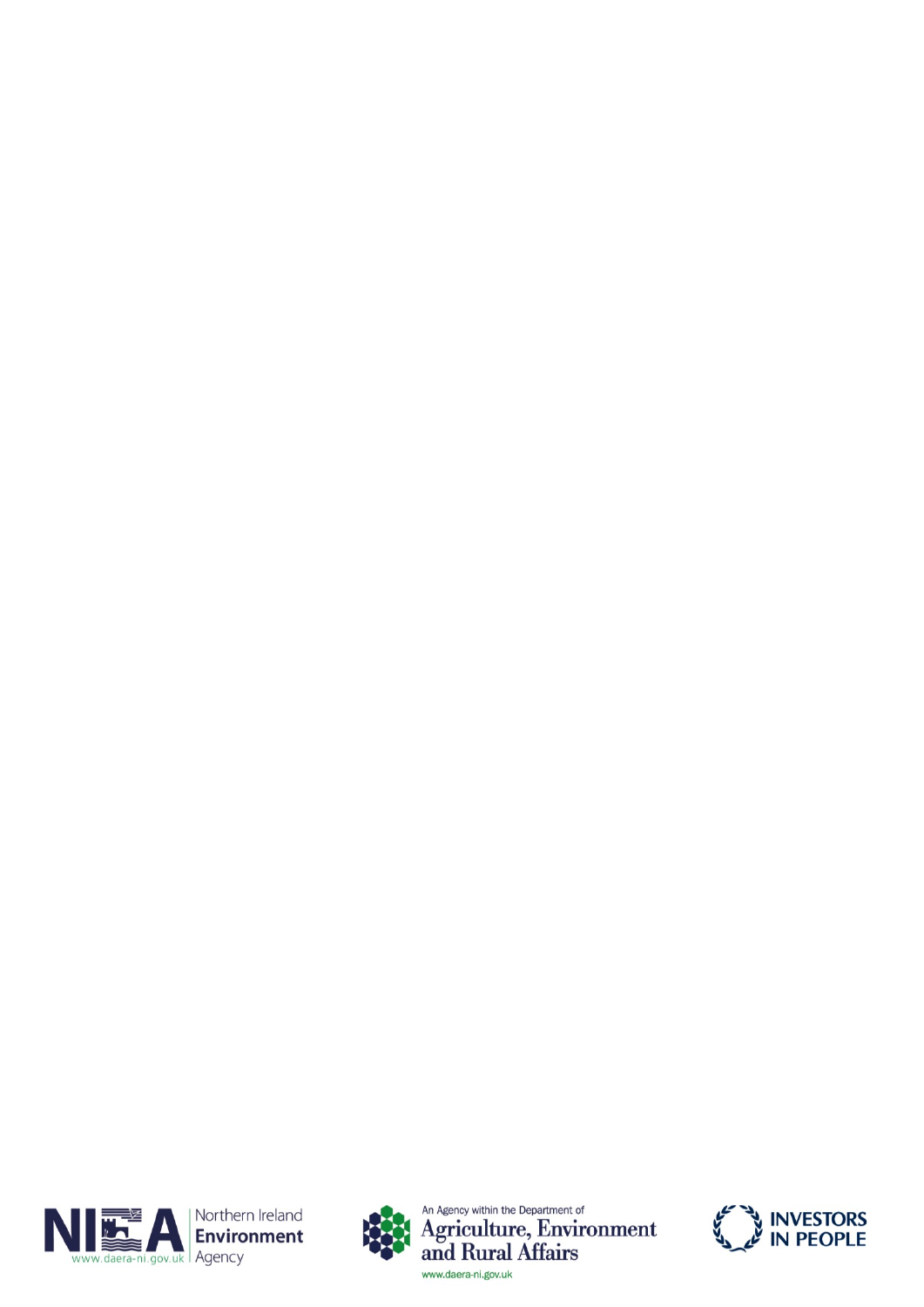Northern Ireland Environment Agency

www.daera-ni.gov.uk

An Agency within the Department of Agriculture, Environment and Rural Affairs

www.daera-ni.gov.uk

INVESTORS IN PEOPLE